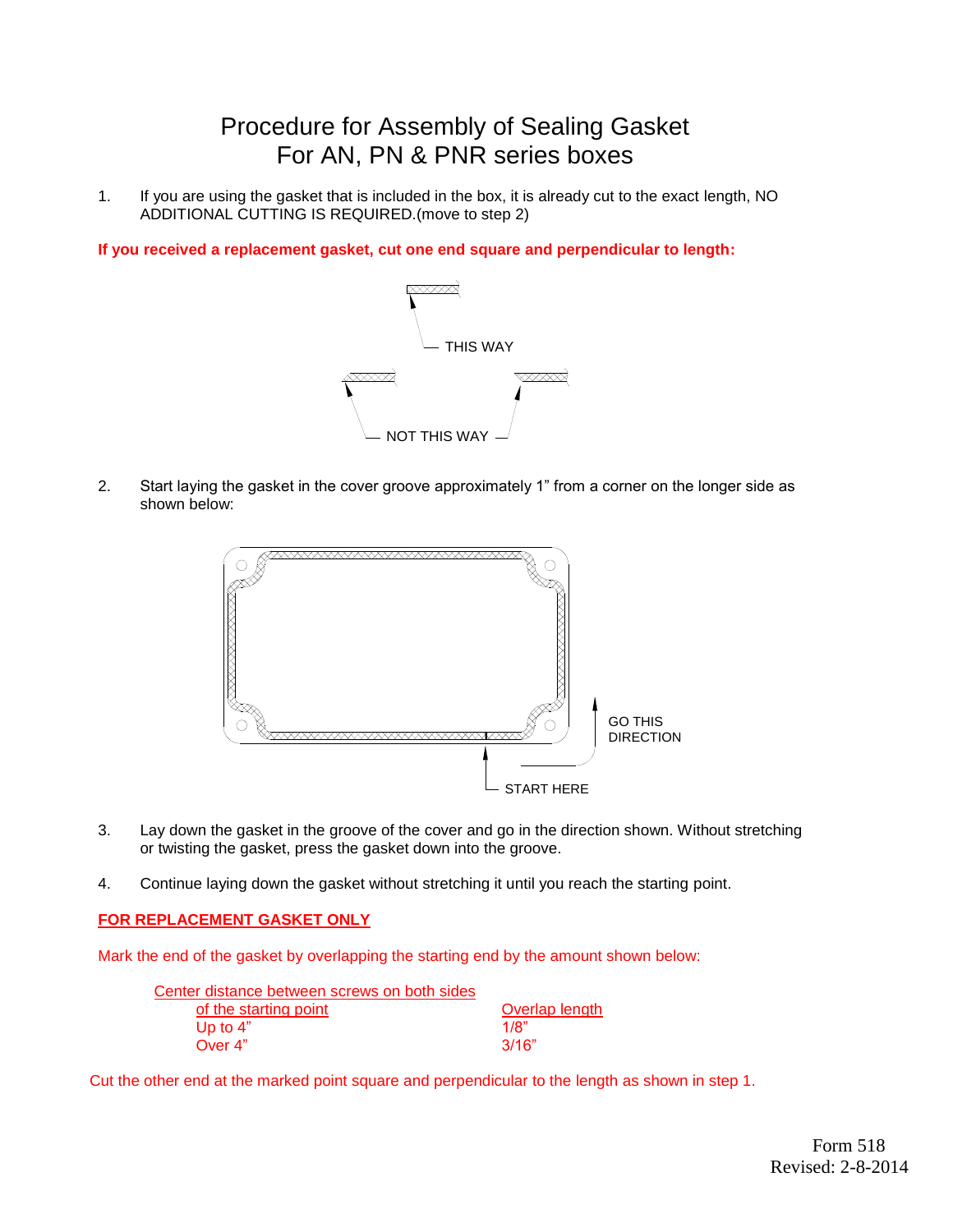# Procedure for Assembly of Sealing Gasket For AN, PN & PNR series boxes

1. If you are using the gasket that is included in the box, it is already cut to the exact length, NO ADDITIONAL CUTTING IS REQUIRED.(move to step 2)

**If you received a replacement gasket, cut one end square and perpendicular to length:**

THIS WAY

NOT THIS WAY

2. Start laying the gasket in the cover groove approximately 1" from a corner on the longer side as shown below:

GO THIS DIRECTION

START HERE

3. Lay down the gasket in the groove of the cover and go in the direction shown. Without stretching or twisting the gasket, press the gasket down into the groove.

4. Continue laying down the gasket without stretching it until you reach the starting point.

**FOR REPLACEMENT GASKET ONLY**

Mark the end of the gasket by overlapping the starting end by the amount shown below:

| Center distance between screws on both sides of the starting point | Overlap length |
|---|---|
| Up to 4" | 1/8" |
| Over 4" | 3/16" |

Cut the other end at the marked point square and perpendicular to the length as shown in step 1.

Form 518
Revised: 2-8-2014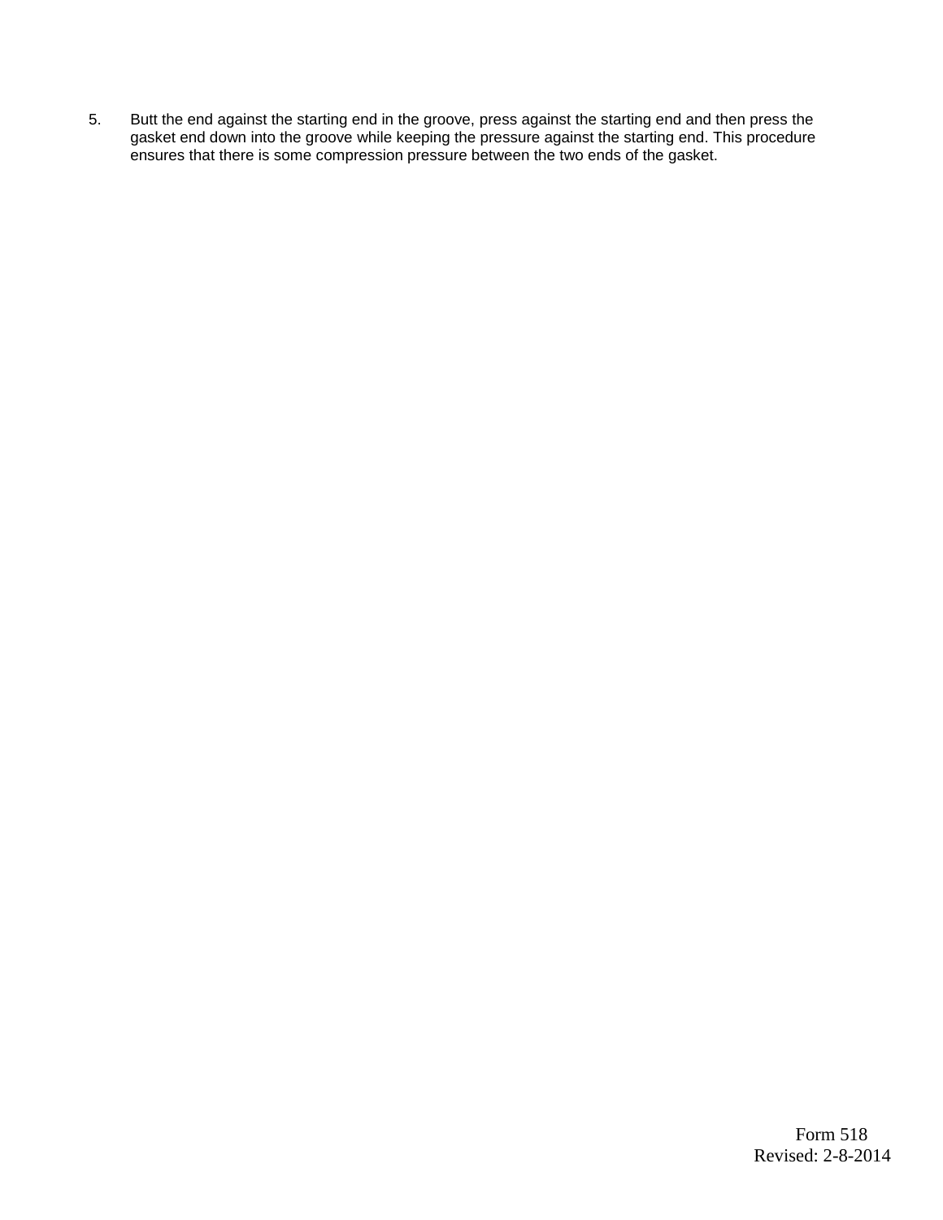5. Butt the end against the starting end in the groove, press against the starting end and then press the gasket end down into the groove while keeping the pressure against the starting end. This procedure ensures that there is some compression pressure between the two ends of the gasket.

Form 518
Revised: 2-8-2014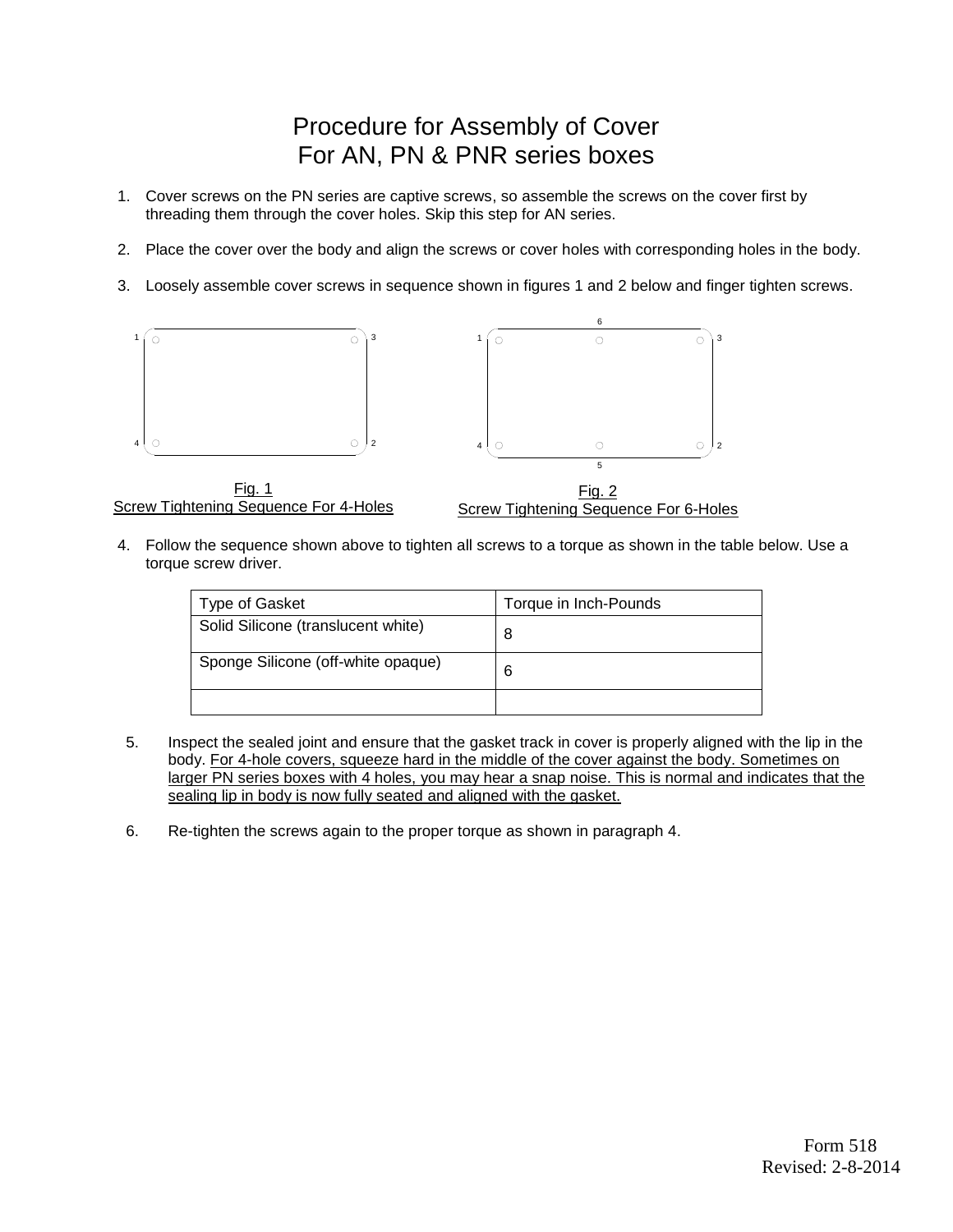# Procedure for Assembly of Cover
# For AN, PN & PNR series boxes

1. Cover screws on the PN series are captive screws, so assemble the screws on the cover first by threading them through the cover holes. Skip this step for AN series.

2. Place the cover over the body and align the screws or cover holes with corresponding holes in the body.

3. Loosely assemble cover screws in sequence shown in figures 1 and 2 below and finger tighten screws.

1 3

4 2

Fig. 1
Screw Tightening Sequence For 4-Holes

6

1 3

4 2

5

Fig. 2
Screw Tightening Sequence For 6-Holes

4. Follow the sequence shown above to tighten all screws to a torque as shown in the table below. Use a torque screw driver.

| Type of Gasket | Torque in Inch-Pounds |
|---|---|
| Solid Silicone (translucent white) | 8 |
| Sponge Silicone (off-white opaque) | 6 |
| | |

5. Inspect the sealed joint and ensure that the gasket track in cover is properly aligned with the lip in the body. For 4-hole covers, squeeze hard in the middle of the cover against the body. Sometimes on larger PN series boxes with 4 holes, you may hear a snap noise. This is normal and indicates that the sealing lip in body is now fully seated and aligned with the gasket.

6. Re-tighten the screws again to the proper torque as shown in paragraph 4.

Form 518
Revised: 2-8-2014